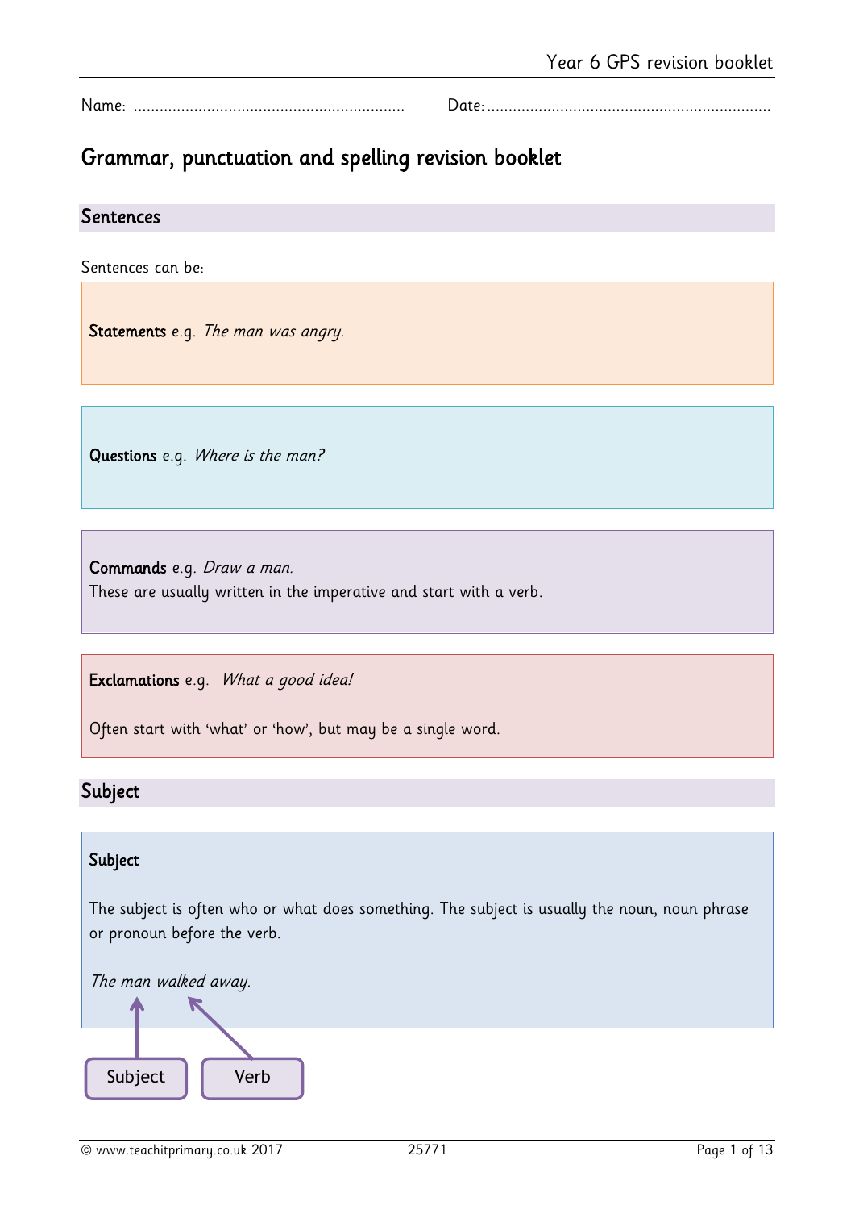Name: ............................................................... Date: ..................................................................

# Grammar, punctuation and spelling revision booklet

## Sentences

Sentences can be:

**Statements** e.g. *The man was angry.*

**Questions** e.g. *Where is the man?*

**Commands** e.g. *Draw a man.*
These are usually written in the imperative and start with a verb.

**Exclamations** e.g. *What a good idea!*

Often start with 'what' or 'how', but may be a single word.

## Subject

**Subject**

The subject is often who or what does something. The subject is usually the noun, noun phrase or pronoun before the verb.

*The man walked away.*

Subject (The man) — Verb (walked)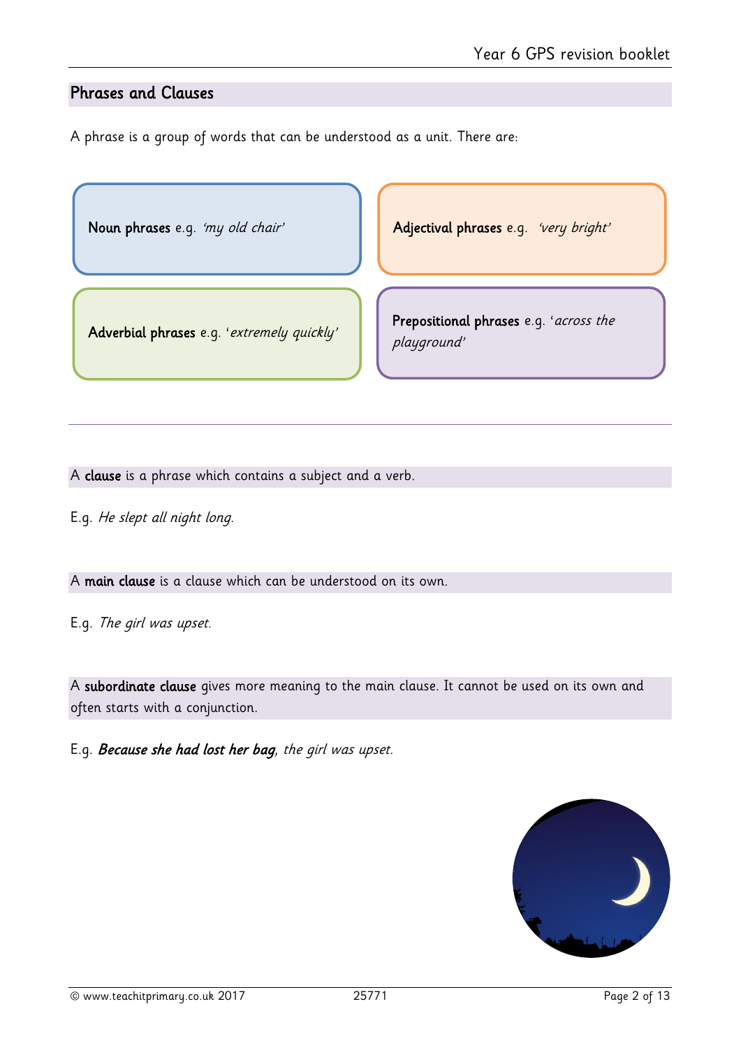## Phrases and Clauses

A phrase is a group of words that can be understood as a unit. There are:

- **Noun phrases** e.g. *'my old chair'*
- **Adjectival phrases** e.g. *'very bright'*
- **Adverbial phrases** e.g. '*extremely quickly*'
- **Prepositional phrases** e.g. '*across the playground*'

---

A **clause** is a phrase which contains a subject and a verb.

E.g. *He slept all night long.*

A **main clause** is a clause which can be understood on its own.

E.g. *The girl was upset.*

A **subordinate clause** gives more meaning to the main clause. It cannot be used on its own and often starts with a conjunction.

E.g. ***Because she had lost her bag***, *the girl was upset.*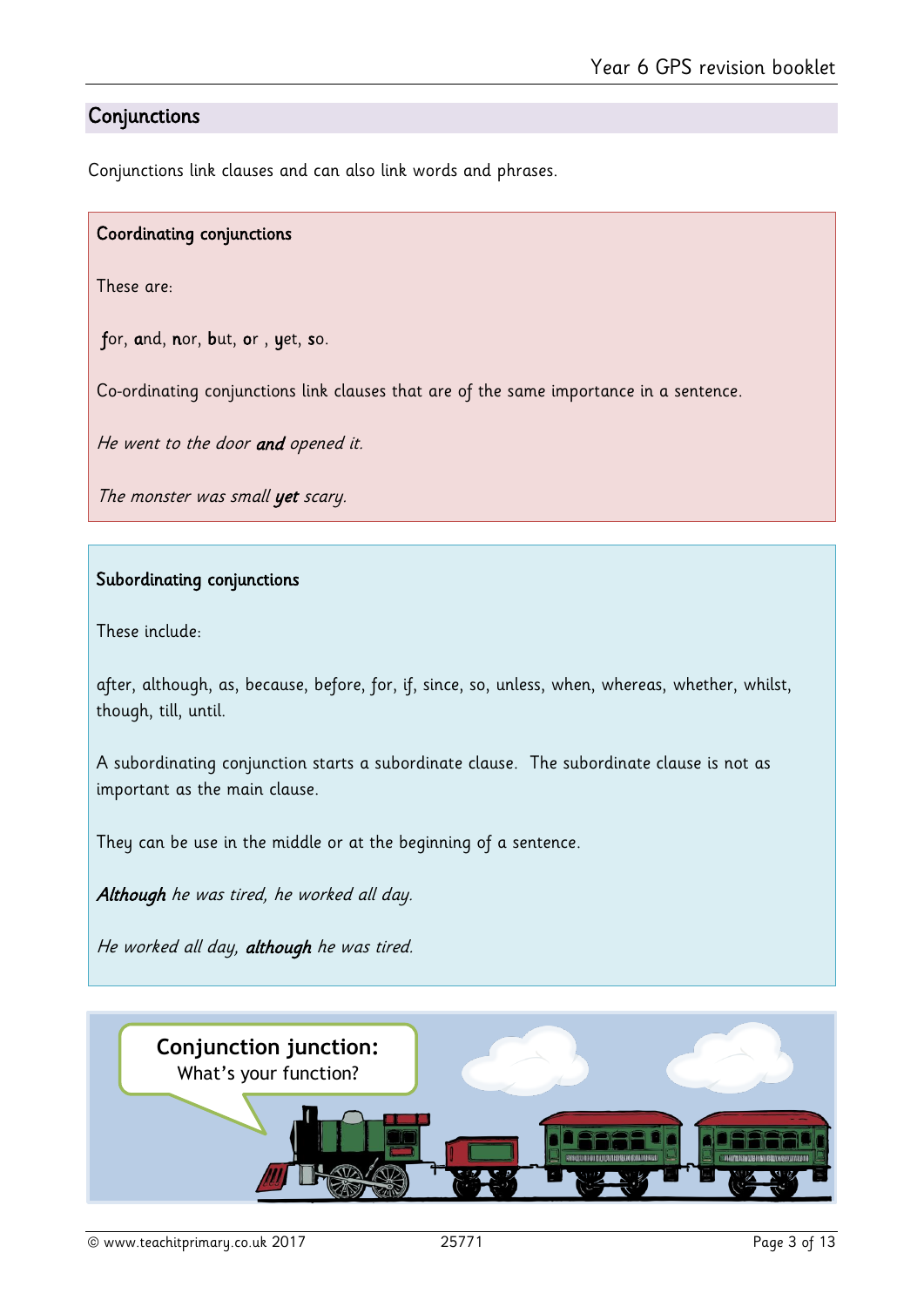## Conjunctions

Conjunctions link clauses and can also link words and phrases.

### Coordinating conjunctions

These are:

**f**or, **a**nd, **n**or, **b**ut, **o**r , **y**et, **s**o.

Co-ordinating conjunctions link clauses that are of the same importance in a sentence.

*He went to the door* ***and*** *opened it.*

*The monster was small* ***yet*** *scary.*

### Subordinating conjunctions

These include:

after, although, as, because, before, for, if, since, so, unless, when, whereas, whether, whilst, though, till, until.

A subordinating conjunction starts a subordinate clause. The subordinate clause is not as important as the main clause.

They can be use in the middle or at the beginning of a sentence.

***Although*** *he was tired, he worked all day.*

*He worked all day,* ***although*** *he was tired.*

**Conjunction junction:**
What's your function?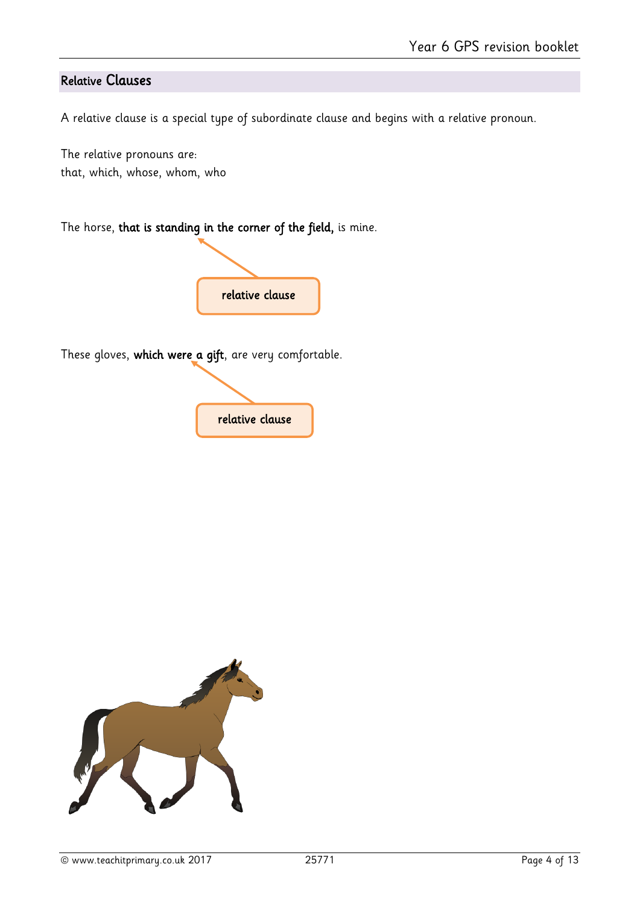## Relative Clauses

A relative clause is a special type of subordinate clause and begins with a relative pronoun.

The relative pronouns are:
that, which, whose, whom, who

The horse, **that is standing in the corner of the field,** is mine.

relative clause

These gloves, **which were a gift**, are very comfortable.

relative clause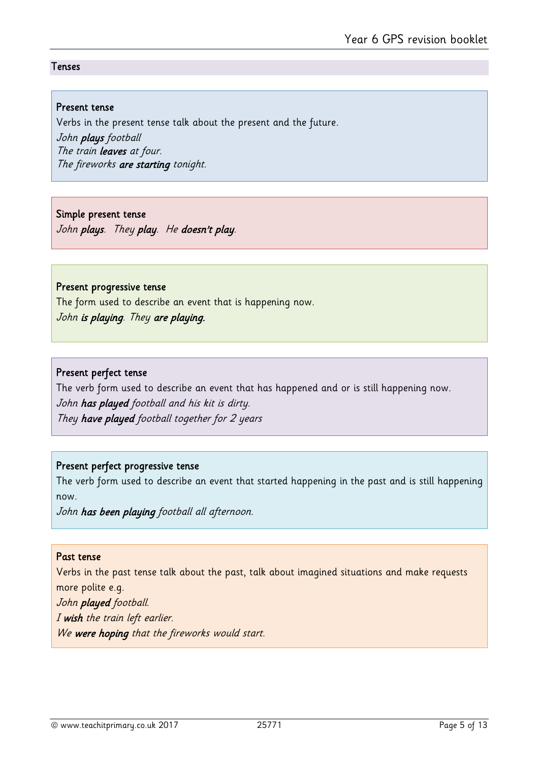## Tenses

### Present tense

Verbs in the present tense talk about the present and the future.

*John **plays** football*
*The train **leaves** at four.*
*The fireworks **are starting** tonight.*

### Simple present tense

*John **plays**. They **play**. He **doesn't play**.*

### Present progressive tense

The form used to describe an event that is happening now.

*John **is playing**. They **are playing.***

### Present perfect tense

The verb form used to describe an event that has happened and or is still happening now.

*John **has played** football and his kit is dirty.*
*They **have played** football together for 2 years*

### Present perfect progressive tense

The verb form used to describe an event that started happening in the past and is still happening now.

*John **has been playing** football all afternoon.*

### Past tense

Verbs in the past tense talk about the past, talk about imagined situations and make requests more polite e.g.

*John **played** football.*
*I **wish** the train left earlier.*
*We **were hoping** that the fireworks would start.*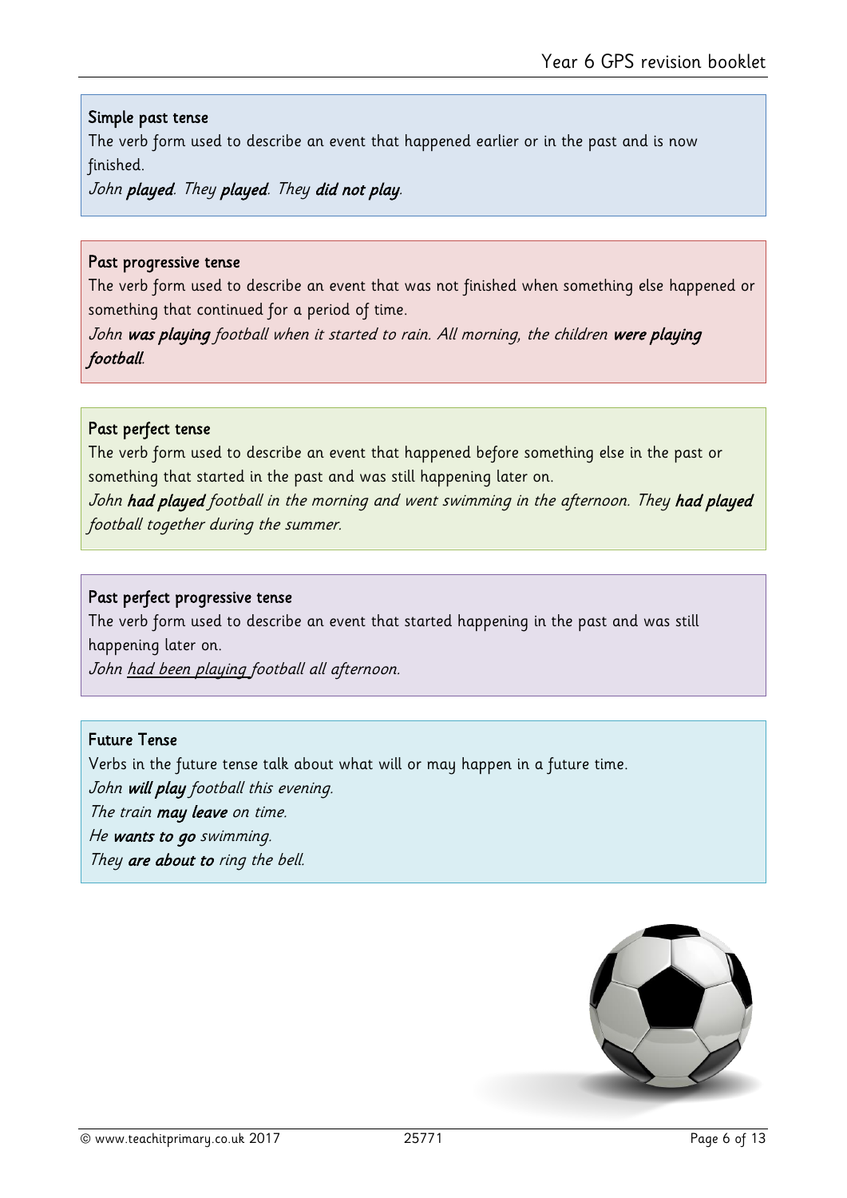### Simple past tense

The verb form used to describe an event that happened earlier or in the past and is now finished.

*John **played**. They **played**. They **did not play**.*

### Past progressive tense

The verb form used to describe an event that was not finished when something else happened or something that continued for a period of time.

*John **was playing** football when it started to rain. All morning, the children **were playing football**.*

### Past perfect tense

The verb form used to describe an event that happened before something else in the past or something that started in the past and was still happening later on.

*John **had played** football in the morning and went swimming in the afternoon. They **had played** football together during the summer.*

### Past perfect progressive tense

The verb form used to describe an event that started happening in the past and was still happening later on.

*John <u>had been playing</u> football all afternoon.*

### Future Tense

Verbs in the future tense talk about what will or may happen in a future time.

*John **will play** football this evening.*

*The train **may leave** on time.*

*He **wants to go** swimming.*

*They **are about to** ring the bell.*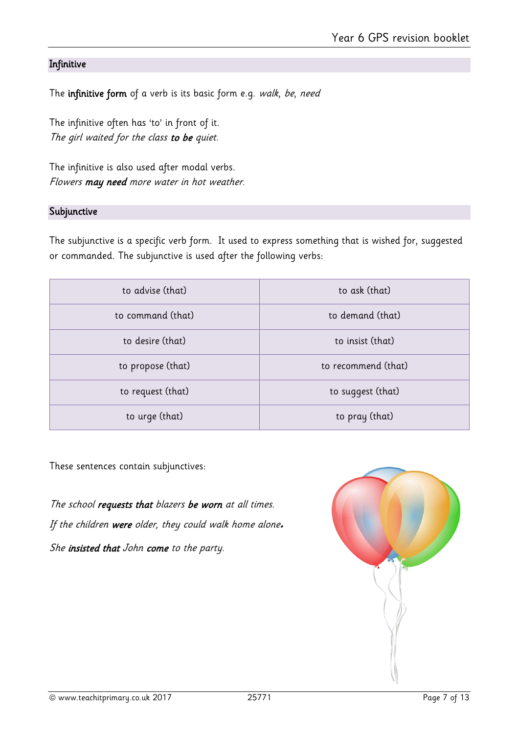## Infinitive

The **infinitive form** of a verb is its basic form e.g. *walk*, *be*, *need*

The infinitive often has 'to' in front of it.
*The girl waited for the class* ***to be*** *quiet.*

The infinitive is also used after modal verbs.
*Flowers* ***may need*** *more water in hot weather.*

## Subjunctive

The subjunctive is a specific verb form. It used to express something that is wished for, suggested or commanded. The subjunctive is used after the following verbs:

| | |
|---|---|
| to advise (that) | to ask (that) |
| to command (that) | to demand (that) |
| to desire (that) | to insist (that) |
| to propose (that) | to recommend (that) |
| to request (that) | to suggest (that) |
| to urge (that) | to pray (that) |

These sentences contain subjunctives:

*The school* ***requests that*** *blazers* ***be worn*** *at all times.*

*If the children* ***were*** *older, they could walk home alone.*

*She* ***insisted that*** *John* ***come*** *to the party.*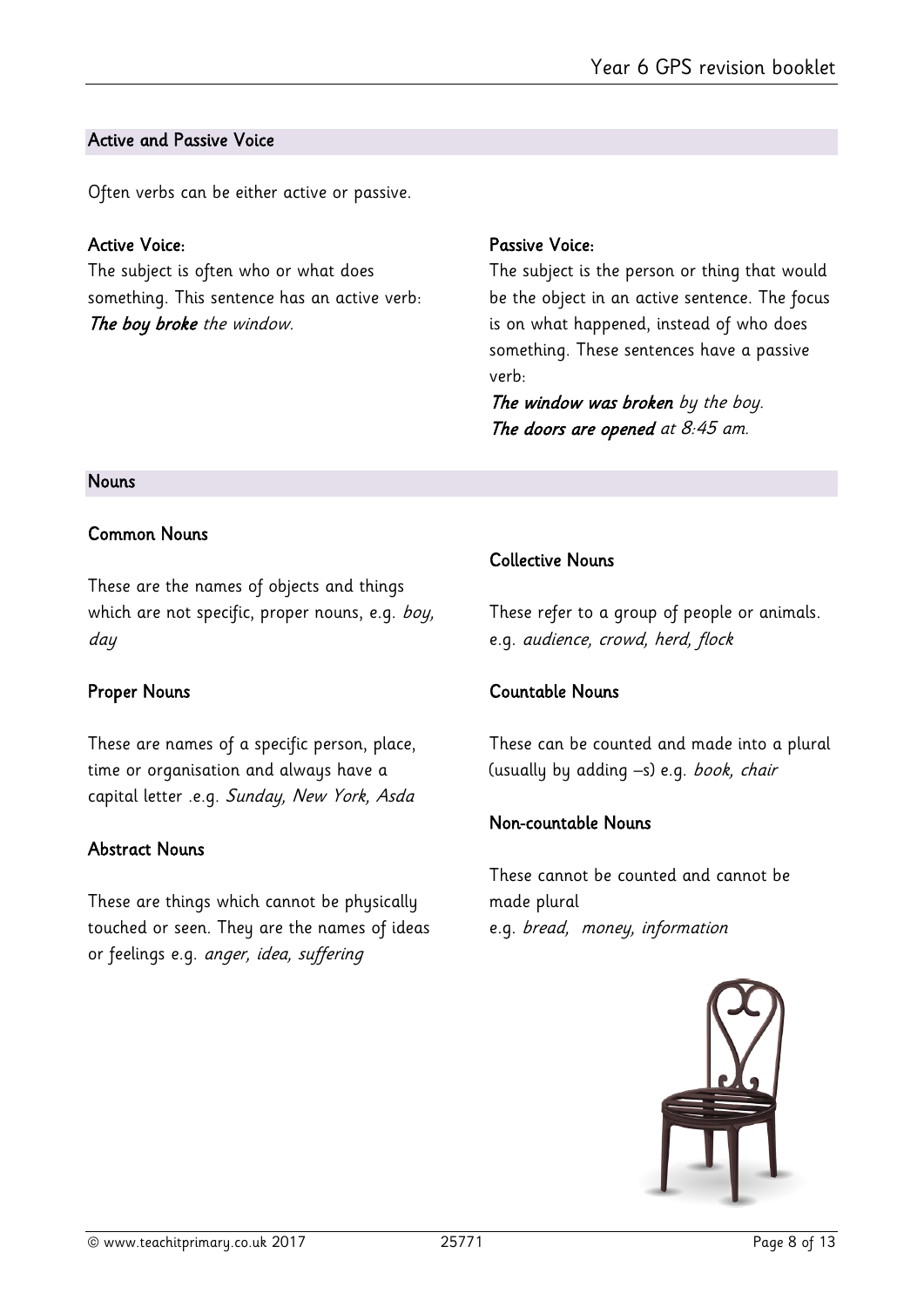## Active and Passive Voice

Often verbs can be either active or passive.

### Active Voice:

The subject is often who or what does something. This sentence has an active verb:

***The boy broke*** *the window.*

### Passive Voice:

The subject is the person or thing that would be the object in an active sentence. The focus is on what happened, instead of who does something. These sentences have a passive verb:

***The window was broken*** *by the boy.*

***The doors are opened*** *at 8:45 am.*

## Nouns

### Common Nouns

These are the names of objects and things which are not specific, proper nouns, e.g. *boy, day*

### Proper Nouns

These are names of a specific person, place, time or organisation and always have a capital letter .e.g. *Sunday, New York, Asda*

### Abstract Nouns

These are things which cannot be physically touched or seen. They are the names of ideas or feelings e.g. *anger, idea, suffering*

### Collective Nouns

These refer to a group of people or animals. e.g. *audience, crowd, herd, flock*

### Countable Nouns

These can be counted and made into a plural (usually by adding –s) e.g. *book, chair*

### Non-countable Nouns

These cannot be counted and cannot be made plural
e.g. *bread, money, information*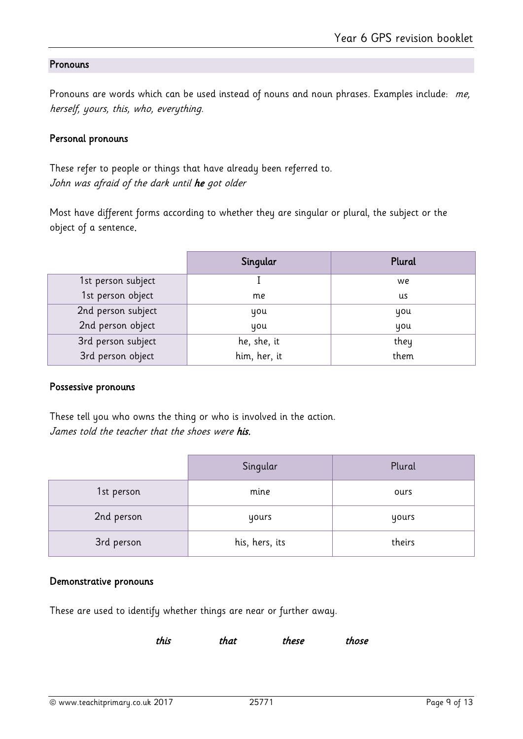## Pronouns

Pronouns are words which can be used instead of nouns and noun phrases. Examples include: *me, herself, yours, this, who, everything.*

### Personal pronouns

These refer to people or things that have already been referred to.
*John was afraid of the dark until **he** got older*

Most have different forms according to whether they are singular or plural, the subject or the object of a sentence.

| | Singular | Plural |
|---|---|---|
| 1st person subject | I | we |
| 1st person object | me | us |
| 2nd person subject | you | you |
| 2nd person object | you | you |
| 3rd person subject | he, she, it | they |
| 3rd person object | him, her, it | them |

### Possessive pronouns

These tell you who owns the thing or who is involved in the action.
*James told the teacher that the shoes were **his.***

| | Singular | Plural |
|---|---|---|
| 1st person | mine | ours |
| 2nd person | yours | yours |
| 3rd person | his, hers, its | theirs |

### Demonstrative pronouns

These are used to identify whether things are near or further away.

***this*** ***that*** ***these*** ***those***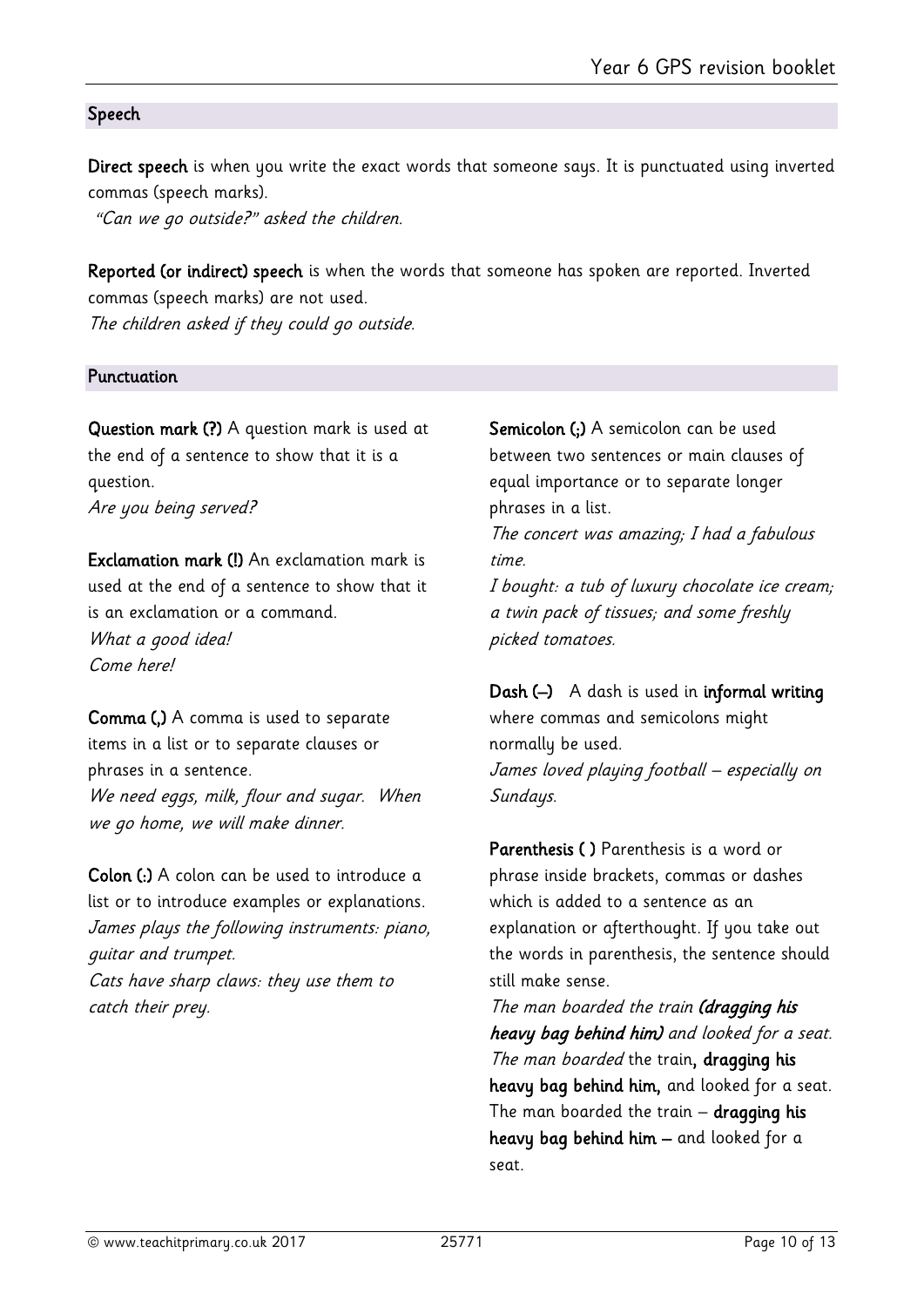## Speech

**Direct speech** is when you write the exact words that someone says. It is punctuated using inverted commas (speech marks).

*"Can we go outside?" asked the children.*

**Reported (or indirect) speech** is when the words that someone has spoken are reported. Inverted commas (speech marks) are not used.

*The children asked if they could go outside.*

## Punctuation

**Question mark (?)** A question mark is used at the end of a sentence to show that it is a question.

*Are you being served?*

**Exclamation mark (!)** An exclamation mark is used at the end of a sentence to show that it is an exclamation or a command.

*What a good idea!*
*Come here!*

**Comma (,)** A comma is used to separate items in a list or to separate clauses or phrases in a sentence.

*We need eggs, milk, flour and sugar. When we go home, we will make dinner.*

**Colon (:)** A colon can be used to introduce a list or to introduce examples or explanations.

*James plays the following instruments: piano, guitar and trumpet.*
*Cats have sharp claws: they use them to catch their prey.*

**Semicolon (;)** A semicolon can be used between two sentences or main clauses of equal importance or to separate longer phrases in a list.

*The concert was amazing; I had a fabulous time.*
*I bought: a tub of luxury chocolate ice cream; a twin pack of tissues; and some freshly picked tomatoes.*

**Dash (–)** A dash is used in **informal writing** where commas and semicolons might normally be used.

*James loved playing football – especially on Sundays.*

**Parenthesis ( )** Parenthesis is a word or phrase inside brackets, commas or dashes which is added to a sentence as an explanation or afterthought. If you take out the words in parenthesis, the sentence should still make sense.

*The man boarded the train* ***(dragging his heavy bag behind him)*** *and looked for a seat.*
*The man boarded* the train**, dragging his heavy bag behind him,** and looked for a seat.
The man boarded the train – **dragging his heavy bag behind him –** and looked for a seat.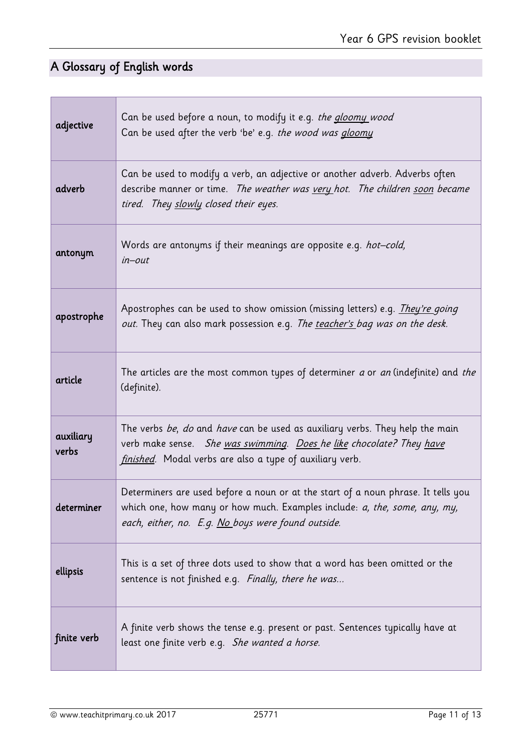## A Glossary of English words

| | |
|---|---|
| adjective | Can be used before a noun, to modify it e.g. *the gloomy wood*<br>Can be used after the verb 'be' e.g. *the wood was gloomy* |
| adverb | Can be used to modify a verb, an adjective or another adverb. Adverbs often describe manner or time. *The weather was very hot. The children soon became tired. They slowly closed their eyes.* |
| antonym | Words are antonyms if their meanings are opposite e.g. *hot–cold, in–out* |
| apostrophe | Apostrophes can be used to show omission (missing letters) e.g. *They're going out.* They can also mark possession e.g. *The teacher's bag was on the desk.* |
| article | The articles are the most common types of determiner *a* or *an* (indefinite) and *the* (definite). |
| auxiliary verbs | The verbs *be*, *do* and *have* can be used as auxiliary verbs. They help the main verb make sense. *She was swimming. Does he like chocolate? They have finished.* Modal verbs are also a type of auxiliary verb. |
| determiner | Determiners are used before a noun or at the start of a noun phrase. It tells you which one, how many or how much. Examples include: *a, the, some, any, my, each, either, no. E.g. No boys were found outside.* |
| ellipsis | This is a set of three dots used to show that a word has been omitted or the sentence is not finished e.g. *Finally, there he was...* |
| finite verb | A finite verb shows the tense e.g. present or past. Sentences typically have at least one finite verb e.g. *She wanted a horse.* |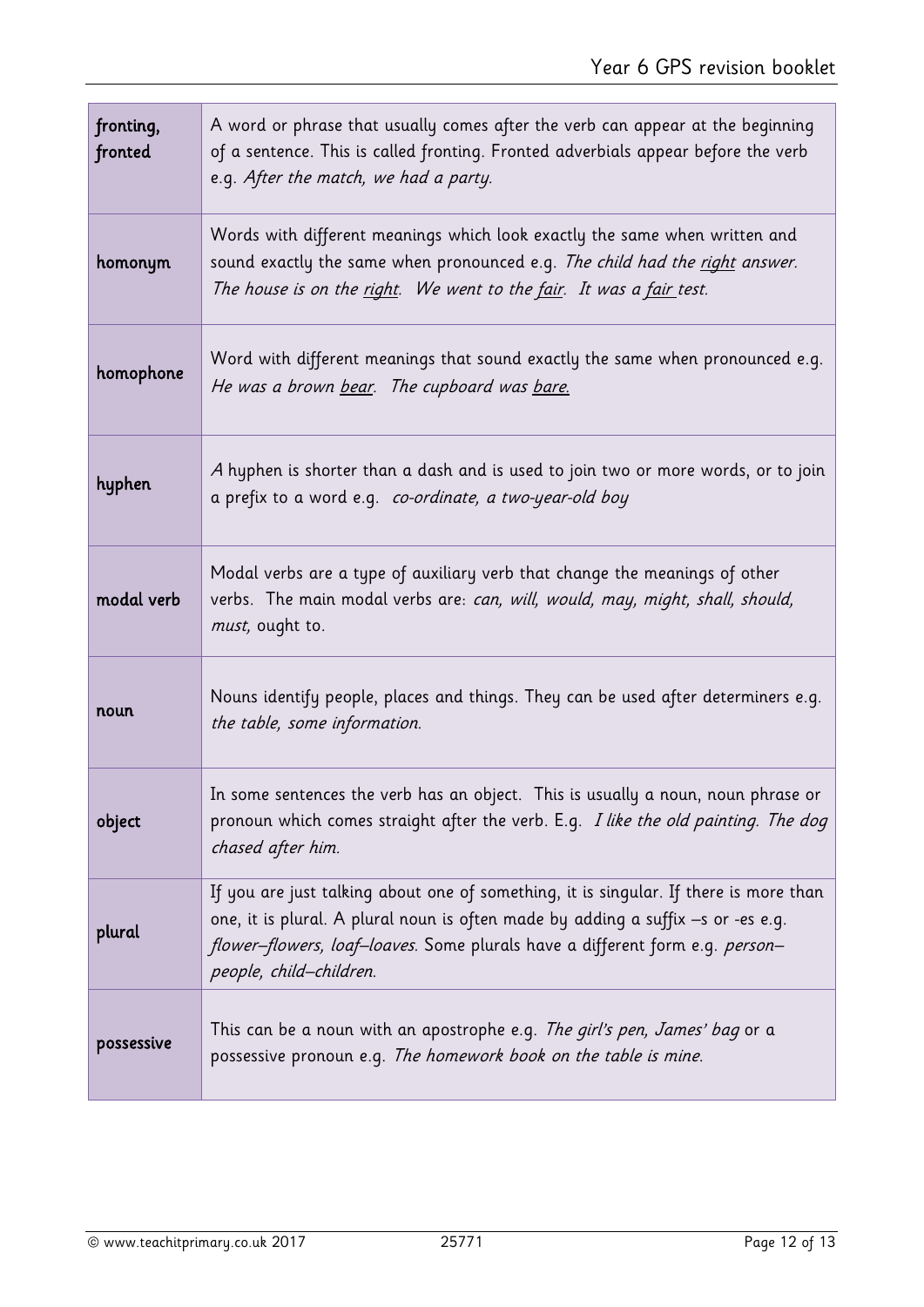| | |
|---|---|
| fronting, fronted | A word or phrase that usually comes after the verb can appear at the beginning of a sentence. This is called fronting. Fronted adverbials appear before the verb e.g. *After the match, we had a party.* |
| homonym | Words with different meanings which look exactly the same when written and sound exactly the same when pronounced e.g. *The child had the <u>right</u> answer. The house is on the <u>right</u>. We went to the <u>fair</u>. It was a <u>fair</u> test.* |
| homophone | Word with different meanings that sound exactly the same when pronounced e.g. *He was a brown <u>bear</u>. The cupboard was <u>bare</u>.* |
| hyphen | A hyphen is shorter than a dash and is used to join two or more words, or to join a prefix to a word e.g. *co-ordinate, a two-year-old boy* |
| modal verb | Modal verbs are a type of auxiliary verb that change the meanings of other verbs. The main modal verbs are: *can, will, would, may, might, shall, should, must,* ought to. |
| noun | Nouns identify people, places and things. They can be used after determiners e.g. *the table, some information.* |
| object | In some sentences the verb has an object. This is usually a noun, noun phrase or pronoun which comes straight after the verb. E.g. *I like the old painting. The dog chased after him.* |
| plural | If you are just talking about one of something, it is singular. If there is more than one, it is plural. A plural noun is often made by adding a suffix –s or -es e.g. *flower–flowers, loaf–loaves.* Some plurals have a different form e.g. *person–people, child–children.* |
| possessive | This can be a noun with an apostrophe e.g. *The girl's pen, James' bag* or a possessive pronoun e.g. *The homework book on the table is mine.* |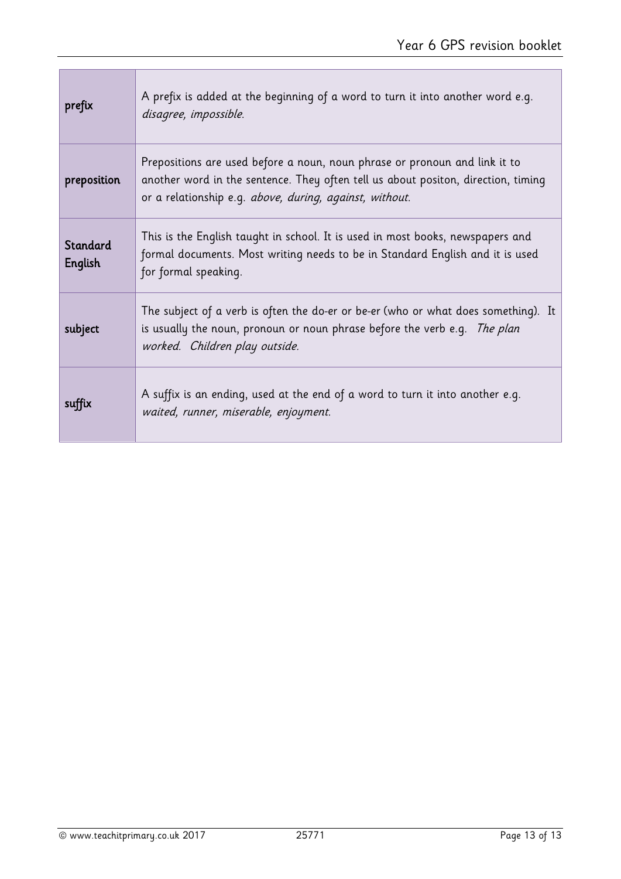| | |
|---|---|
| prefix | A prefix is added at the beginning of a word to turn it into another word e.g. *disagree, impossible*. |
| preposition | Prepositions are used before a noun, noun phrase or pronoun and link it to another word in the sentence. They often tell us about positon, direction, timing or a relationship e.g. *above, during, against, without*. |
| Standard English | This is the English taught in school. It is used in most books, newspapers and formal documents. Most writing needs to be in Standard English and it is used for formal speaking. |
| subject | The subject of a verb is often the do-er or be-er (who or what does something). It is usually the noun, pronoun or noun phrase before the verb e.g. *The plan worked. Children play outside.* |
| suffix | A suffix is an ending, used at the end of a word to turn it into another e.g. *waited, runner, miserable, enjoyment*. |